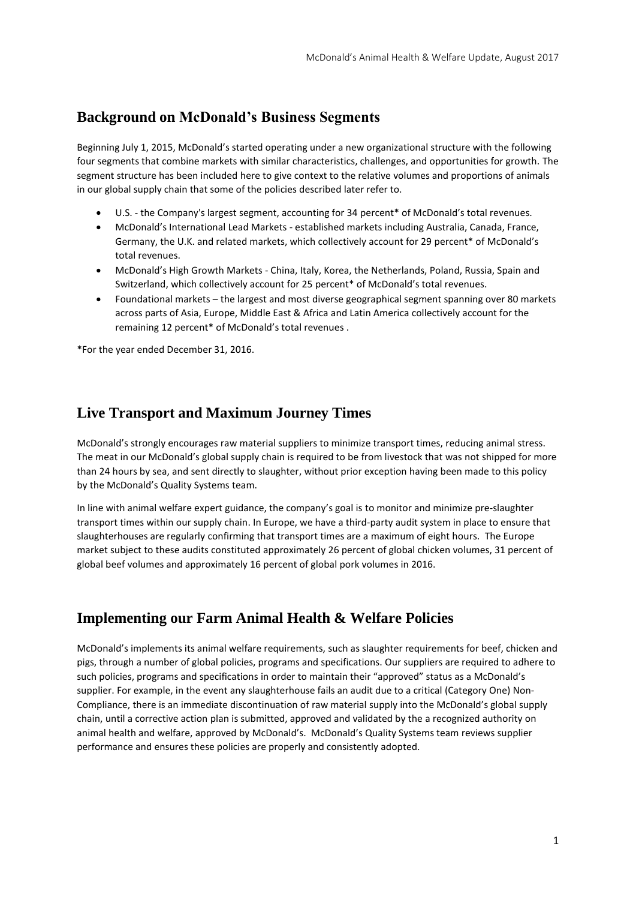## Background on McDonald's Business Segments

Beginning July 1, 2015, McDonald's started operating under a new organizational structure with the following four segments that combine markets with similar characteristics, challenges, and opportunities for growth. The segment structure has been included here to give context to the relative volumes and proportions of animals in our global supply chain that some of the policies described later refer to.

- U.S. - the Company's largest segment, accounting for 34 percent* of McDonald's total revenues.
- McDonald's International Lead Markets - established markets including Australia, Canada, France, Germany, the U.K. and related markets, which collectively account for 29 percent* of McDonald's total revenues.
- McDonald's High Growth Markets - China, Italy, Korea, the Netherlands, Poland, Russia, Spain and Switzerland, which collectively account for 25 percent* of McDonald's total revenues.
- Foundational markets – the largest and most diverse geographical segment spanning over 80 markets across parts of Asia, Europe, Middle East & Africa and Latin America collectively account for the remaining 12 percent* of McDonald's total revenues .

*For the year ended December 31, 2016.

## Live Transport and Maximum Journey Times

McDonald's strongly encourages raw material suppliers to minimize transport times, reducing animal stress. The meat in our McDonald's global supply chain is required to be from livestock that was not shipped for more than 24 hours by sea, and sent directly to slaughter, without prior exception having been made to this policy by the McDonald's Quality Systems team.

In line with animal welfare expert guidance, the company's goal is to monitor and minimize pre-slaughter transport times within our supply chain. In Europe, we have a third-party audit system in place to ensure that slaughterhouses are regularly confirming that transport times are a maximum of eight hours. The Europe market subject to these audits constituted approximately 26 percent of global chicken volumes, 31 percent of global beef volumes and approximately 16 percent of global pork volumes in 2016.

## Implementing our Farm Animal Health & Welfare Policies

McDonald's implements its animal welfare requirements, such as slaughter requirements for beef, chicken and pigs, through a number of global policies, programs and specifications. Our suppliers are required to adhere to such policies, programs and specifications in order to maintain their "approved" status as a McDonald's supplier. For example, in the event any slaughterhouse fails an audit due to a critical (Category One) Non-Compliance, there is an immediate discontinuation of raw material supply into the McDonald's global supply chain, until a corrective action plan is submitted, approved and validated by the a recognized authority on animal health and welfare, approved by McDonald's. McDonald's Quality Systems team reviews supplier performance and ensures these policies are properly and consistently adopted.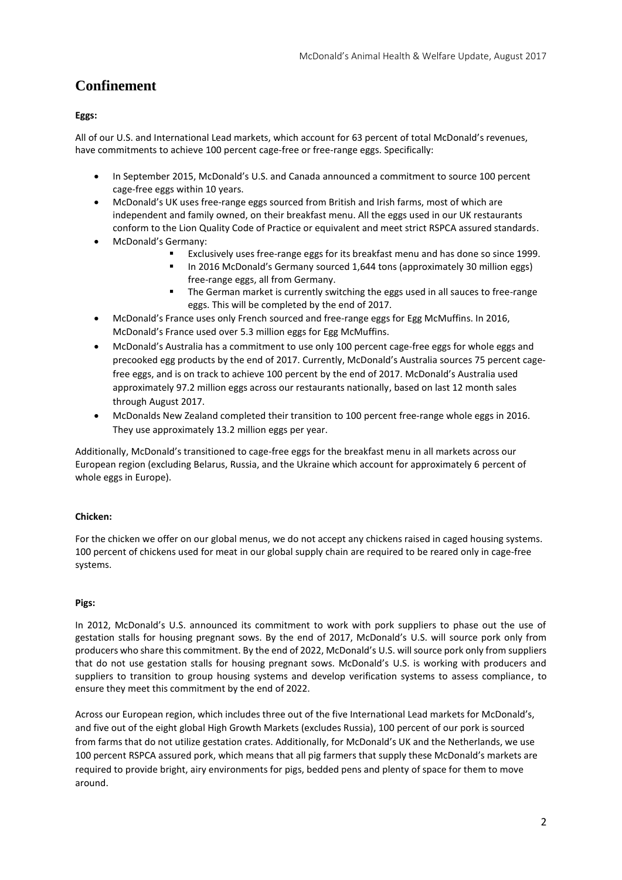# Confinement

**Eggs:**

All of our U.S. and International Lead markets, which account for 63 percent of total McDonald's revenues, have commitments to achieve 100 percent cage-free or free-range eggs. Specifically:

- In September 2015, McDonald's U.S. and Canada announced a commitment to source 100 percent cage-free eggs within 10 years.
- McDonald's UK uses free-range eggs sourced from British and Irish farms, most of which are independent and family owned, on their breakfast menu. All the eggs used in our UK restaurants conform to the Lion Quality Code of Practice or equivalent and meet strict RSPCA assured standards.
- McDonald's Germany:
  - Exclusively uses free-range eggs for its breakfast menu and has done so since 1999.
  - In 2016 McDonald's Germany sourced 1,644 tons (approximately 30 million eggs) free-range eggs, all from Germany.
  - The German market is currently switching the eggs used in all sauces to free-range eggs. This will be completed by the end of 2017.
- McDonald's France uses only French sourced and free-range eggs for Egg McMuffins. In 2016, McDonald's France used over 5.3 million eggs for Egg McMuffins.
- McDonald's Australia has a commitment to use only 100 percent cage-free eggs for whole eggs and precooked egg products by the end of 2017. Currently, McDonald's Australia sources 75 percent cage-free eggs, and is on track to achieve 100 percent by the end of 2017. McDonald's Australia used approximately 97.2 million eggs across our restaurants nationally, based on last 12 month sales through August 2017.
- McDonalds New Zealand completed their transition to 100 percent free-range whole eggs in 2016. They use approximately 13.2 million eggs per year.

Additionally, McDonald's transitioned to cage-free eggs for the breakfast menu in all markets across our European region (excluding Belarus, Russia, and the Ukraine which account for approximately 6 percent of whole eggs in Europe).

**Chicken:**

For the chicken we offer on our global menus, we do not accept any chickens raised in caged housing systems. 100 percent of chickens used for meat in our global supply chain are required to be reared only in cage-free systems.

**Pigs:**

In 2012, McDonald's U.S. announced its commitment to work with pork suppliers to phase out the use of gestation stalls for housing pregnant sows. By the end of 2017, McDonald's U.S. will source pork only from producers who share this commitment. By the end of 2022, McDonald's U.S. will source pork only from suppliers that do not use gestation stalls for housing pregnant sows. McDonald's U.S. is working with producers and suppliers to transition to group housing systems and develop verification systems to assess compliance, to ensure they meet this commitment by the end of 2022.

Across our European region, which includes three out of the five International Lead markets for McDonald's, and five out of the eight global High Growth Markets (excludes Russia), 100 percent of our pork is sourced from farms that do not utilize gestation crates. Additionally, for McDonald's UK and the Netherlands, we use 100 percent RSPCA assured pork, which means that all pig farmers that supply these McDonald's markets are required to provide bright, airy environments for pigs, bedded pens and plenty of space for them to move around.